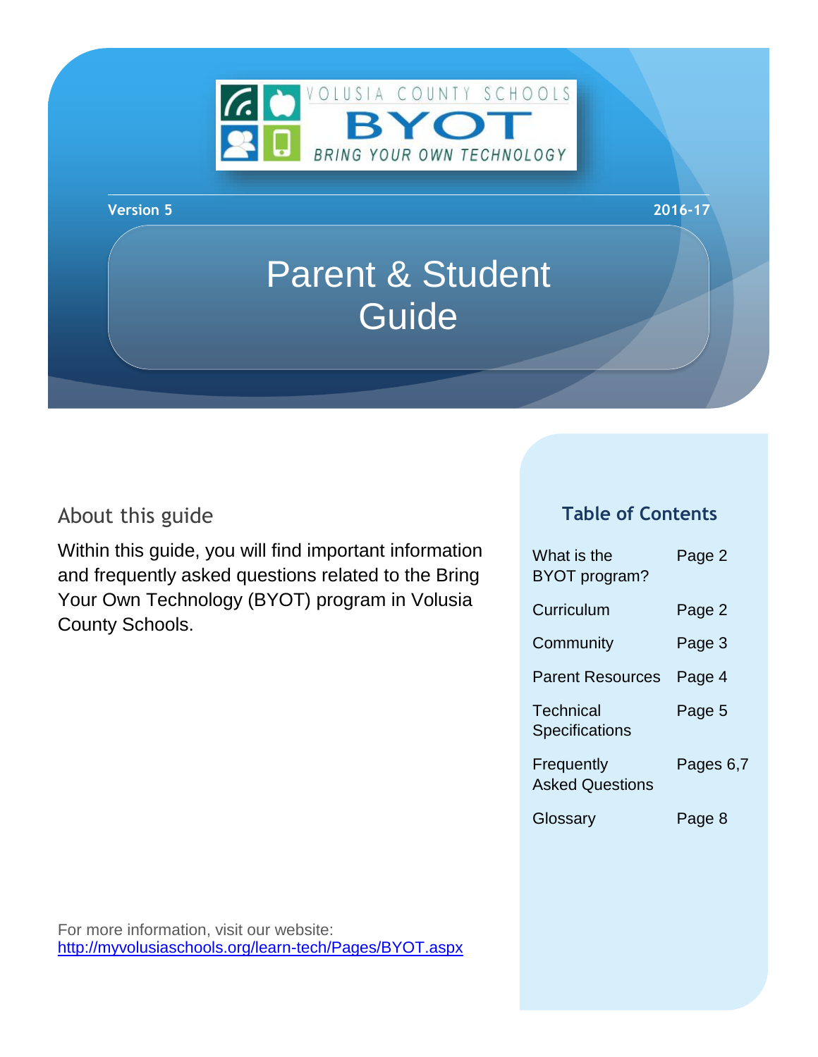VOLUSIA COUNTY SCHOOLS

BYOT

BRING YOUR OWN TECHNOLOGY

**Version 5** **2016-17**

# Parent & Student Guide

## About this guide

Within this guide, you will find important information and frequently asked questions related to the Bring Your Own Technology (BYOT) program in Volusia County Schools.

## Table of Contents

| | |
|---|---|
| What is the BYOT program? | Page 2 |
| Curriculum | Page 2 |
| Community | Page 3 |
| Parent Resources | Page 4 |
| Technical Specifications | Page 5 |
| Frequently Asked Questions | Pages 6,7 |
| Glossary | Page 8 |

For more information, visit our website:
[http://myvolusiaschools.org/learn-tech/Pages/BYOT.aspx](http://myvolusiaschools.org/learn-tech/Pages/BYOT.aspx)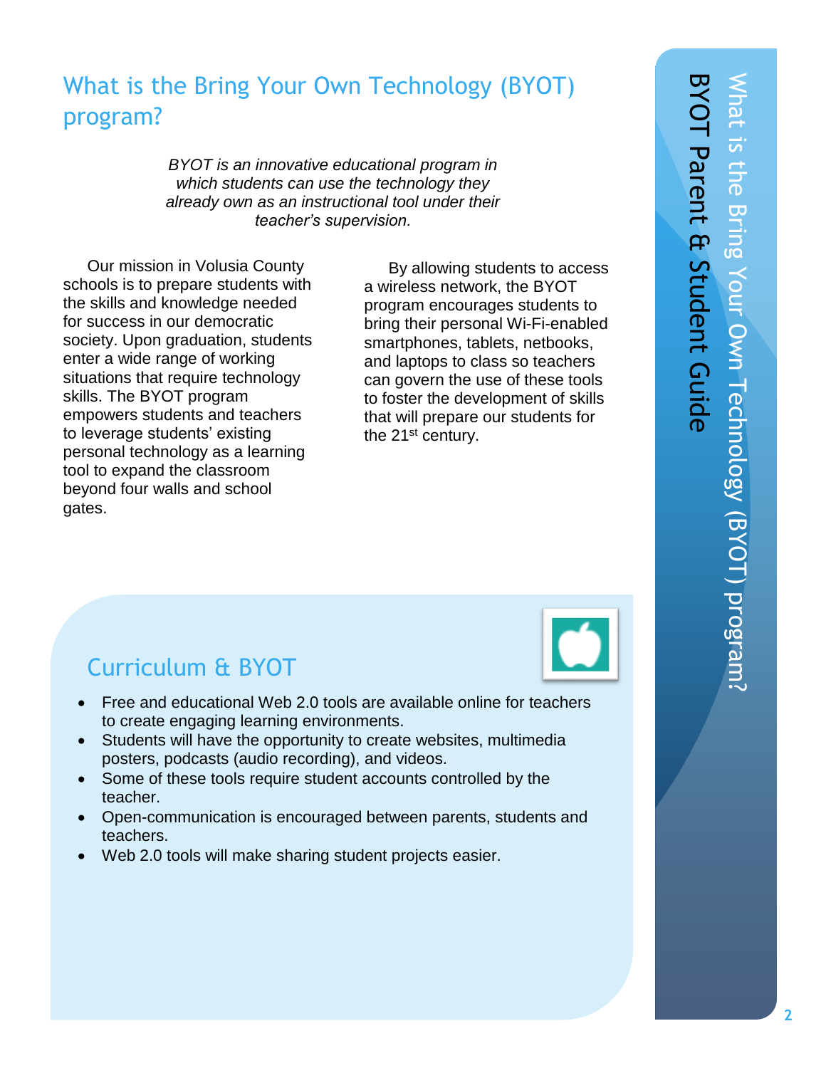# What is the Bring Your Own Technology (BYOT) program?

*BYOT is an innovative educational program in which students can use the technology they already own as an instructional tool under their teacher's supervision.*

Our mission in Volusia County schools is to prepare students with the skills and knowledge needed for success in our democratic society. Upon graduation, students enter a wide range of working situations that require technology skills. The BYOT program empowers students and teachers to leverage students' existing personal technology as a learning tool to expand the classroom beyond four walls and school gates.

By allowing students to access a wireless network, the BYOT program encourages students to bring their personal Wi-Fi-enabled smartphones, tablets, netbooks, and laptops to class so teachers can govern the use of these tools to foster the development of skills that will prepare our students for the 21st century.

## Curriculum & BYOT

- Free and educational Web 2.0 tools are available online for teachers to create engaging learning environments.
- Students will have the opportunity to create websites, multimedia posters, podcasts (audio recording), and videos.
- Some of these tools require student accounts controlled by the teacher.
- Open-communication is encouraged between parents, students and teachers.
- Web 2.0 tools will make sharing student projects easier.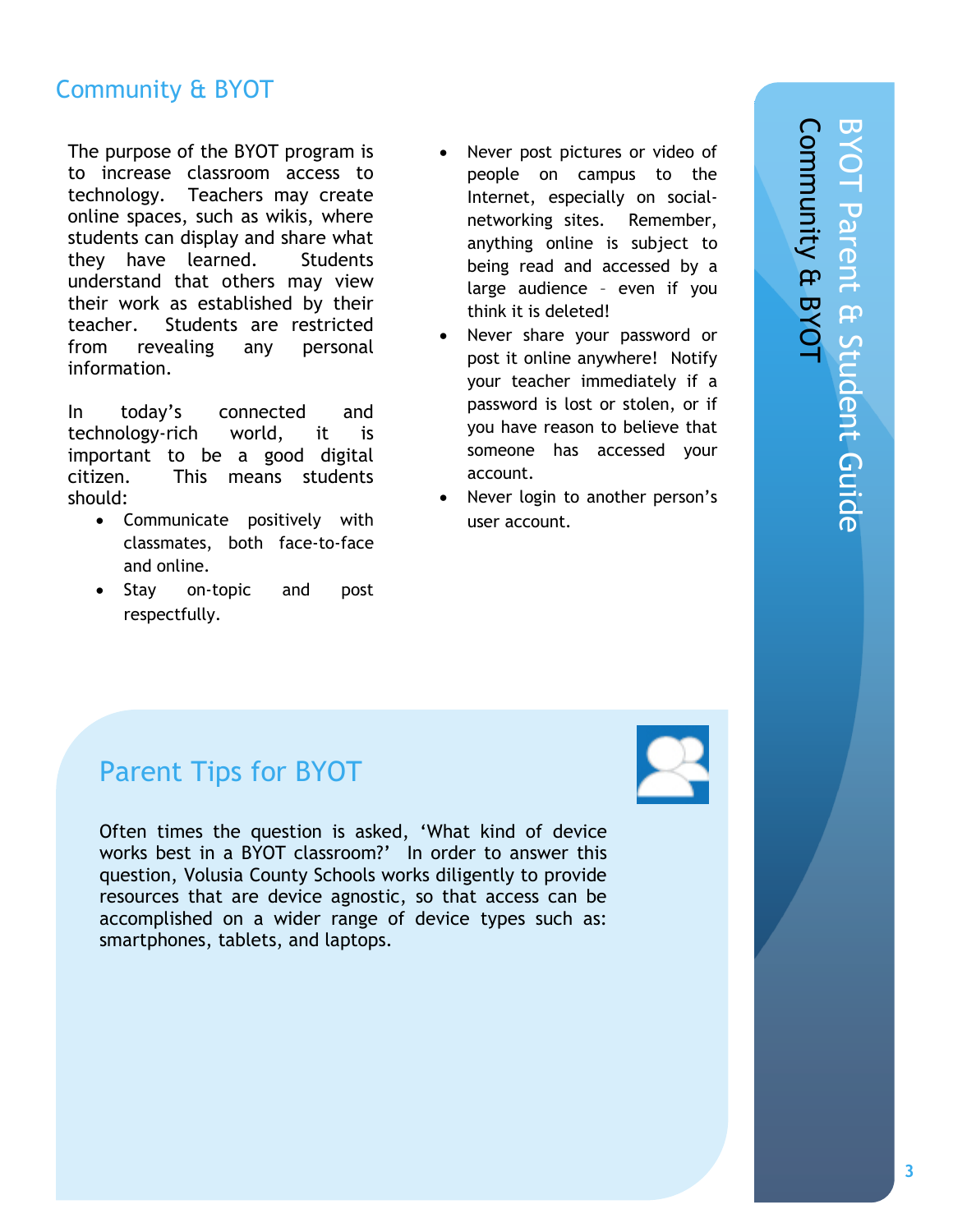## Community & BYOT

The purpose of the BYOT program is to increase classroom access to technology. Teachers may create online spaces, such as wikis, where students can display and share what they have learned. Students understand that others may view their work as established by their teacher. Students are restricted from revealing any personal information.

In today's connected and technology-rich world, it is important to be a good digital citizen. This means students should:

- Communicate positively with classmates, both face-to-face and online.
- Stay on-topic and post respectfully.
- Never post pictures or video of people on campus to the Internet, especially on social-networking sites. Remember, anything online is subject to being read and accessed by a large audience – even if you think it is deleted!
- Never share your password or post it online anywhere! Notify your teacher immediately if a password is lost or stolen, or if you have reason to believe that someone has accessed your account.
- Never login to another person's user account.

## Parent Tips for BYOT

Often times the question is asked, 'What kind of device works best in a BYOT classroom?' In order to answer this question, Volusia County Schools works diligently to provide resources that are device agnostic, so that access can be accomplished on a wider range of device types such as: smartphones, tablets, and laptops.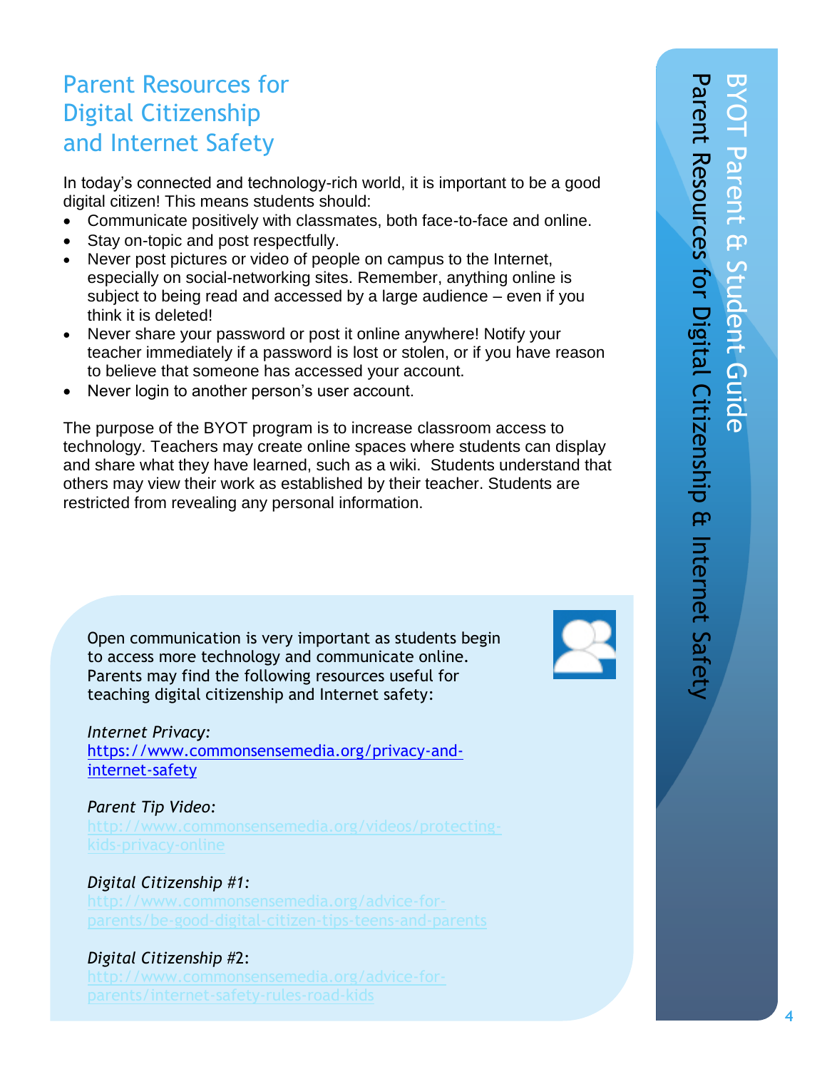# Parent Resources for Digital Citizenship and Internet Safety

In today's connected and technology-rich world, it is important to be a good digital citizen! This means students should:

- Communicate positively with classmates, both face-to-face and online.
- Stay on-topic and post respectfully.
- Never post pictures or video of people on campus to the Internet, especially on social-networking sites. Remember, anything online is subject to being read and accessed by a large audience – even if you think it is deleted!
- Never share your password or post it online anywhere! Notify your teacher immediately if a password is lost or stolen, or if you have reason to believe that someone has accessed your account.
- Never login to another person's user account.

The purpose of the BYOT program is to increase classroom access to technology. Teachers may create online spaces where students can display and share what they have learned, such as a wiki. Students understand that others may view their work as established by their teacher. Students are restricted from revealing any personal information.

Open communication is very important as students begin to access more technology and communicate online. Parents may find the following resources useful for teaching digital citizenship and Internet safety:

*Internet Privacy*:
https://www.commonsensemedia.org/privacy-and-internet-safety

*Parent Tip Video:*
http://www.commonsensemedia.org/videos/protecting-kids-privacy-online

*Digital Citizenship #1*:
http://www.commonsensemedia.org/advice-for-parents/be-good-digital-citizen-tips-teens-and-parents

*Digital Citizenship #2*:
http://www.commonsensemedia.org/advice-for-parents/internet-safety-rules-road-kids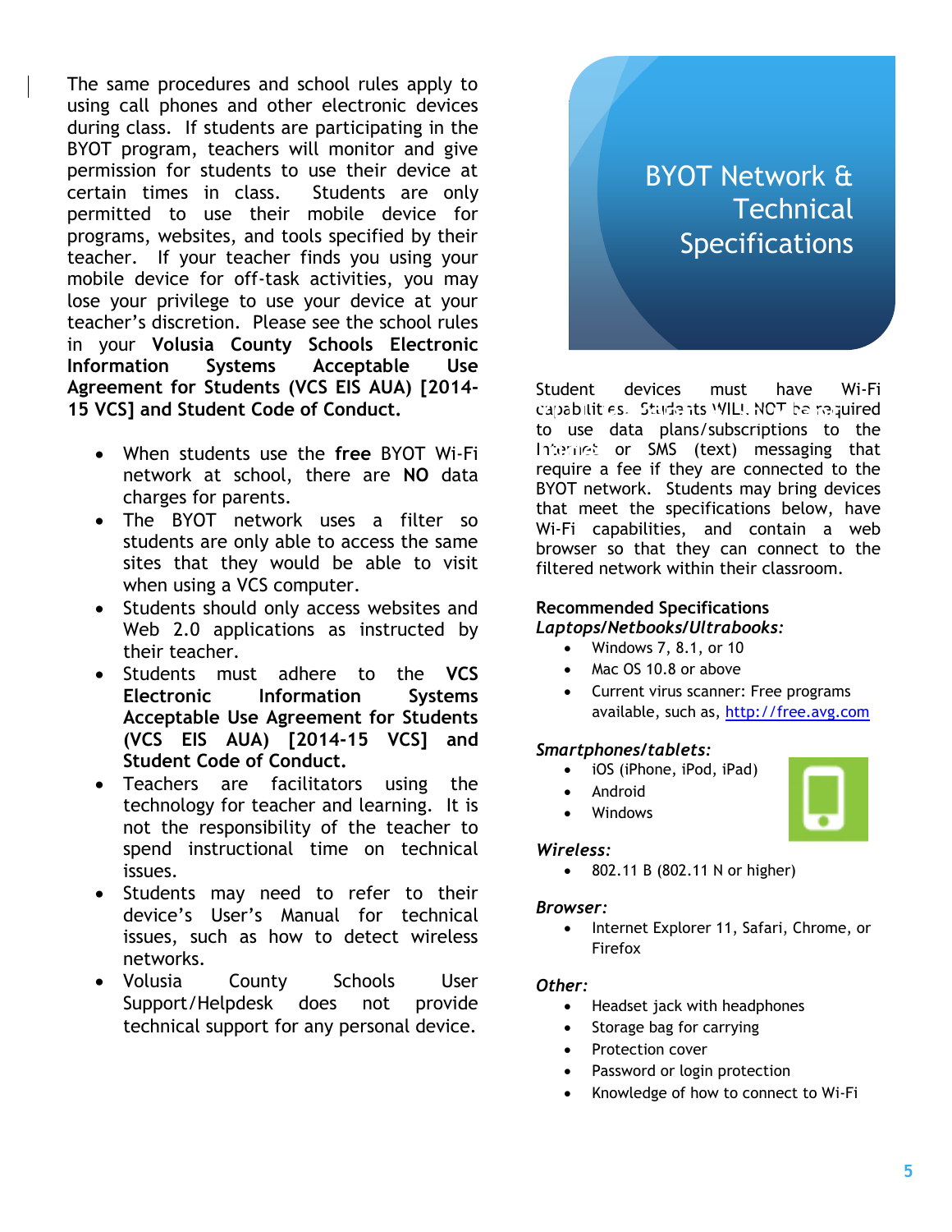The same procedures and school rules apply to using call phones and other electronic devices during class. If students are participating in the BYOT program, teachers will monitor and give permission for students to use their device at certain times in class. Students are only permitted to use their mobile device for programs, websites, and tools specified by their teacher. If your teacher finds you using your mobile device for off-task activities, you may lose your privilege to use your device at your teacher's discretion. Please see the school rules in your **Volusia County Schools Electronic Information Systems Acceptable Use Agreement for Students (VCS EIS AUA) [2014-15 VCS] and Student Code of Conduct.**

- When students use the **free** BYOT Wi-Fi network at school, there are **NO** data charges for parents.
- The BYOT network uses a filter so students are only able to access the same sites that they would be able to visit when using a VCS computer.
- Students should only access websites and Web 2.0 applications as instructed by their teacher.
- Students must adhere to the **VCS Electronic Information Systems Acceptable Use Agreement for Students (VCS EIS AUA) [2014-15 VCS] and Student Code of Conduct.**
- Teachers are facilitators using the technology for teacher and learning. It is not the responsibility of the teacher to spend instructional time on technical issues.
- Students may need to refer to their device's User's Manual for technical issues, such as how to detect wireless networks.
- Volusia County Schools User Support/Helpdesk does not provide technical support for any personal device.

# BYOT Network & Technical Specifications

Student devices must have Wi-Fi capabilities. Students WILL NOT be required to use data plans/subscriptions to the Internet or SMS (text) messaging that require a fee if they are connected to the BYOT network. Students may bring devices that meet the specifications below, have Wi-Fi capabilities, and contain a web browser so that they can connect to the filtered network within their classroom.

**Recommended Specifications**

***Laptops/Netbooks/Ultrabooks:***

- Windows 7, 8.1, or 10
- Mac OS 10.8 or above
- Current virus scanner: Free programs available, such as, http://free.avg.com

***Smartphones/tablets:***

- iOS (iPhone, iPod, iPad)
- Android
- Windows

***Wireless:***

- 802.11 B (802.11 N or higher)

***Browser:***

- Internet Explorer 11, Safari, Chrome, or Firefox

***Other:***

- Headset jack with headphones
- Storage bag for carrying
- Protection cover
- Password or login protection
- Knowledge of how to connect to Wi-Fi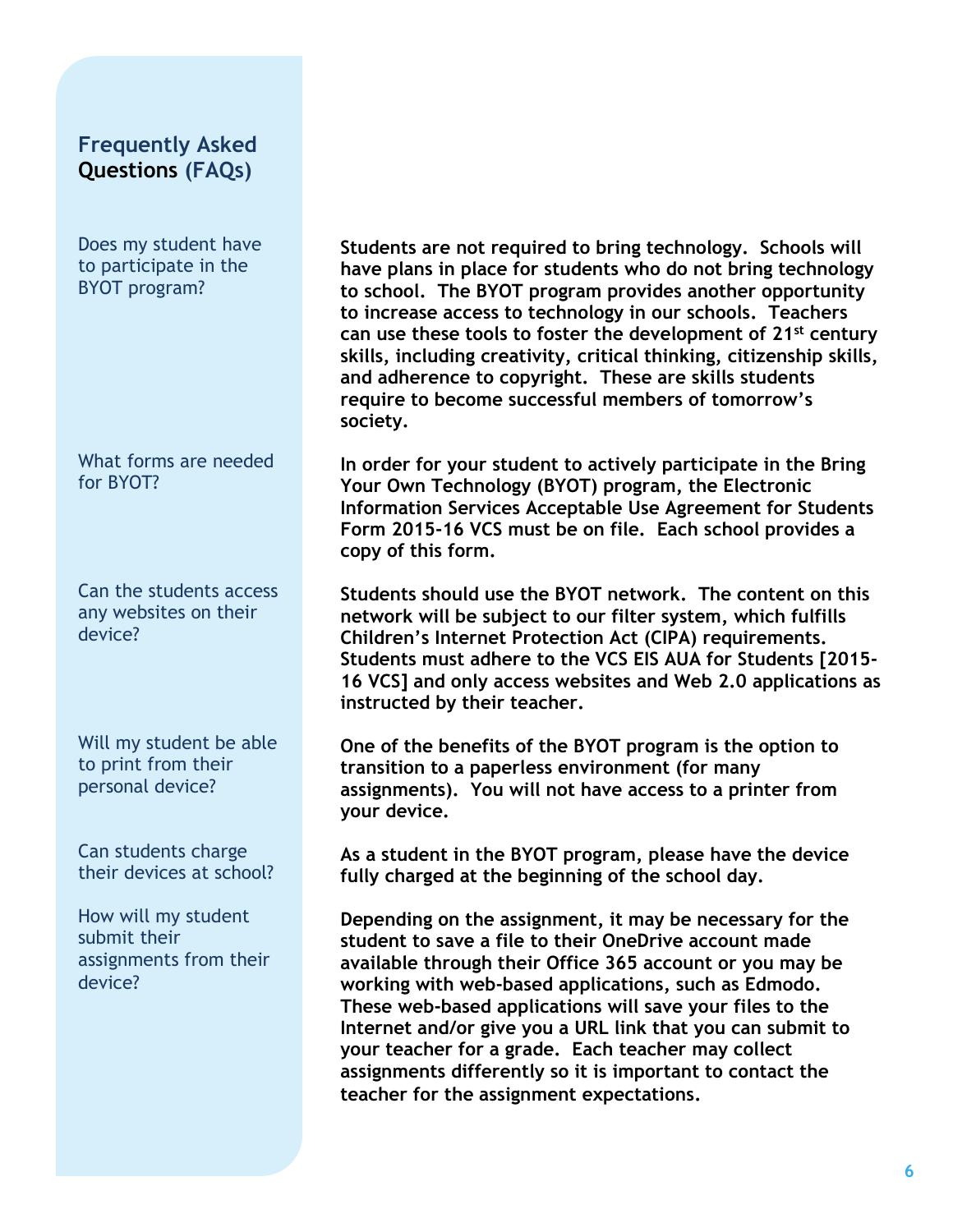## Frequently Asked Questions (FAQs)

### Does my student have to participate in the BYOT program?

**Students are not required to bring technology. Schools will have plans in place for students who do not bring technology to school. The BYOT program provides another opportunity to increase access to technology in our schools. Teachers can use these tools to foster the development of 21st century skills, including creativity, critical thinking, citizenship skills, and adherence to copyright. These are skills students require to become successful members of tomorrow's society.**

### What forms are needed for BYOT?

**In order for your student to actively participate in the Bring Your Own Technology (BYOT) program, the Electronic Information Services Acceptable Use Agreement for Students Form 2015-16 VCS must be on file. Each school provides a copy of this form.**

### Can the students access any websites on their device?

**Students should use the BYOT network. The content on this network will be subject to our filter system, which fulfills Children's Internet Protection Act (CIPA) requirements. Students must adhere to the VCS EIS AUA for Students [2015-16 VCS] and only access websites and Web 2.0 applications as instructed by their teacher.**

### Will my student be able to print from their personal device?

**One of the benefits of the BYOT program is the option to transition to a paperless environment (for many assignments). You will not have access to a printer from your device.**

### Can students charge their devices at school?

**As a student in the BYOT program, please have the device fully charged at the beginning of the school day.**

### How will my student submit their assignments from their device?

**Depending on the assignment, it may be necessary for the student to save a file to their OneDrive account made available through their Office 365 account or you may be working with web-based applications, such as Edmodo. These web-based applications will save your files to the Internet and/or give you a URL link that you can submit to your teacher for a grade. Each teacher may collect assignments differently so it is important to contact the teacher for the assignment expectations.**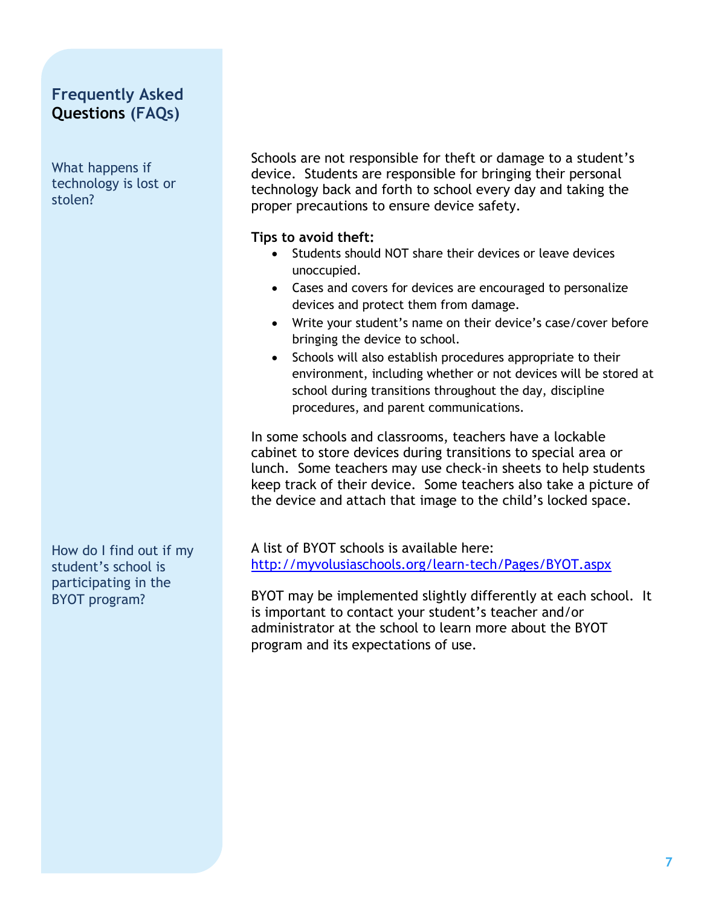## Frequently Asked Questions (FAQs)

### What happens if technology is lost or stolen?

Schools are not responsible for theft or damage to a student's device. Students are responsible for bringing their personal technology back and forth to school every day and taking the proper precautions to ensure device safety.

**Tips to avoid theft:**

- Students should NOT share their devices or leave devices unoccupied.
- Cases and covers for devices are encouraged to personalize devices and protect them from damage.
- Write your student's name on their device's case/cover before bringing the device to school.
- Schools will also establish procedures appropriate to their environment, including whether or not devices will be stored at school during transitions throughout the day, discipline procedures, and parent communications.

In some schools and classrooms, teachers have a lockable cabinet to store devices during transitions to special area or lunch. Some teachers may use check-in sheets to help students keep track of their device. Some teachers also take a picture of the device and attach that image to the child's locked space.

### How do I find out if my student's school is participating in the BYOT program?

A list of BYOT schools is available here: http://myvolusiaschools.org/learn-tech/Pages/BYOT.aspx

BYOT may be implemented slightly differently at each school. It is important to contact your student's teacher and/or administrator at the school to learn more about the BYOT program and its expectations of use.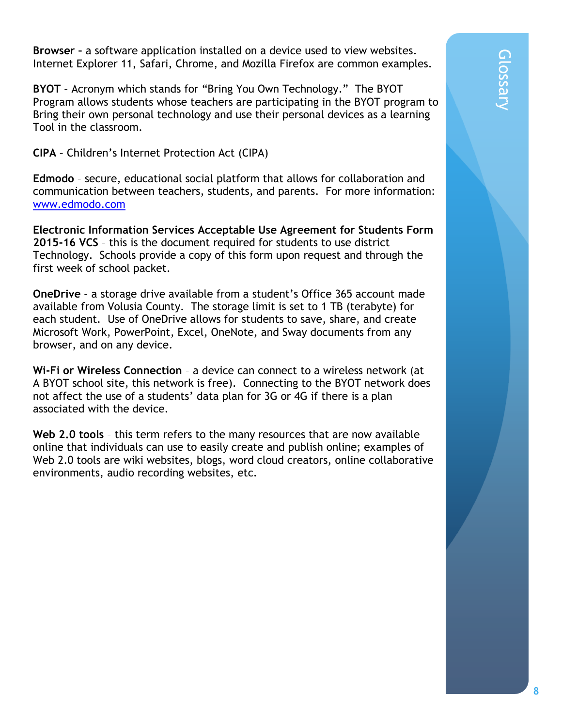# Glossary

**Browser** – a software application installed on a device used to view websites. Internet Explorer 11, Safari, Chrome, and Mozilla Firefox are common examples.

**BYOT** – Acronym which stands for "Bring You Own Technology." The BYOT Program allows students whose teachers are participating in the BYOT program to Bring their own personal technology and use their personal devices as a learning Tool in the classroom.

**CIPA** – Children's Internet Protection Act (CIPA)

**Edmodo** – secure, educational social platform that allows for collaboration and communication between teachers, students, and parents. For more information: www.edmodo.com

**Electronic Information Services Acceptable Use Agreement for Students Form 2015-16 VCS** – this is the document required for students to use district Technology. Schools provide a copy of this form upon request and through the first week of school packet.

**OneDrive** – a storage drive available from a student's Office 365 account made available from Volusia County. The storage limit is set to 1 TB (terabyte) for each student. Use of OneDrive allows for students to save, share, and create Microsoft Work, PowerPoint, Excel, OneNote, and Sway documents from any browser, and on any device.

**Wi-Fi or Wireless Connection** – a device can connect to a wireless network (at A BYOT school site, this network is free). Connecting to the BYOT network does not affect the use of a students' data plan for 3G or 4G if there is a plan associated with the device.

**Web 2.0 tools** – this term refers to the many resources that are now available online that individuals can use to easily create and publish online; examples of Web 2.0 tools are wiki websites, blogs, word cloud creators, online collaborative environments, audio recording websites, etc.